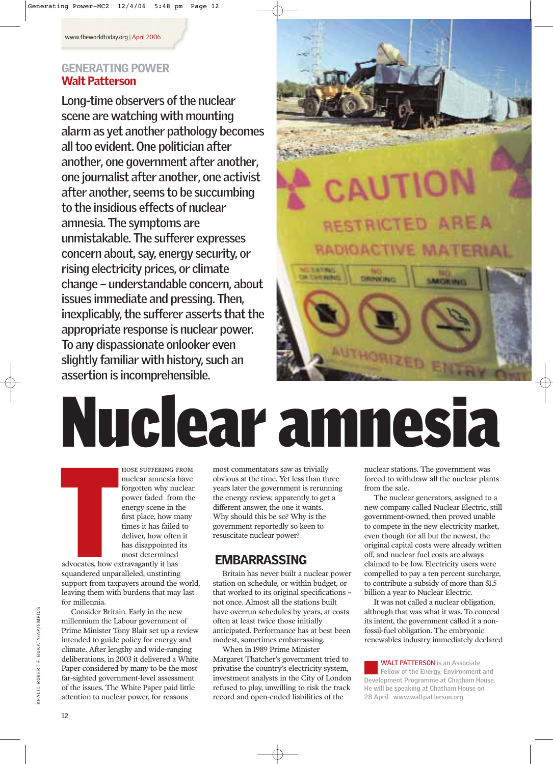GENERATING POWER
**Walt Patterson**

# Nuclear amnesia

Long-time observers of the nuclear scene are watching with mounting alarm as yet another pathology becomes all too evident. One politician after another, one government after another, one journalist after another, one activist after another, seems to be succumbing to the insidious effects of nuclear amnesia. The symptoms are unmistakable. The sufferer expresses concern about, say, energy security, or rising electricity prices, or climate change – understandable concern, about issues immediate and pressing. Then, inexplicably, the sufferer asserts that the appropriate response is nuclear power. To any dispassionate onlooker even slightly familiar with history, such an assertion is incomprehensible.

THOSE SUFFERING FROM nuclear amnesia have forgotten why nuclear power faded from the energy scene in the first place, how many times it has failed to deliver, how often it has disappointed its most determined advocates, how extravagantly it has squandered unparalleled, unstinting support from taxpayers around the world, leaving them with burdens that may last for millennia.

Consider Britain. Early in the new millennium the Labour government of Prime Minister Tony Blair set up a review intended to guide policy for energy and climate. After lengthy and wide-ranging deliberations, in 2003 it delivered a White Paper considered by many to be the most far-sighted government-level assessment of the issues. The White Paper paid little attention to nuclear power, for reasons most commentators saw as trivially obvious at the time. Yet less than three years later the government is rerunning the energy review, apparently to get a different answer, the one it wants. Why should this be so? Why is the government reportedly so keen to resuscitate nuclear power?

## EMBARRASSING

Britain has never built a nuclear power station on schedule, or within budget, or that worked to its original specifications – not once. Almost all the stations built have overrun schedules by years, at costs often at least twice those initially anticipated. Performance has at best been modest, sometimes embarrassing.

When in 1989 Prime Minister Margaret Thatcher's government tried to privatise the country's electricity system, investment analysts in the City of London refused to play, unwilling to risk the track record and open-ended liabilities of the nuclear stations. The government was forced to withdraw all the nuclear plants from the sale.

The nuclear generators, assigned to a new company called Nuclear Electric, still government-owned, then proved unable to compete in the new electricity market, even though for all but the newest, the original capital costs were already written off, and nuclear fuel costs are always claimed to be low. Electricity users were compelled to pay a ten percent surcharge, to contribute a subsidy of more than $1.5 billion a year to Nuclear Electric.

It was not called a nuclear obligation, although that was what it was. To conceal its intent, the government called it a non-fossil-fuel obligation. The embryonic renewables industry immediately declared

**WALT PATTERSON** is an Associate Fellow of the Energy, Environment and Development Programme at Chatham House. He will be speaking at Chatham House on 28 April. www.waltpatterson.org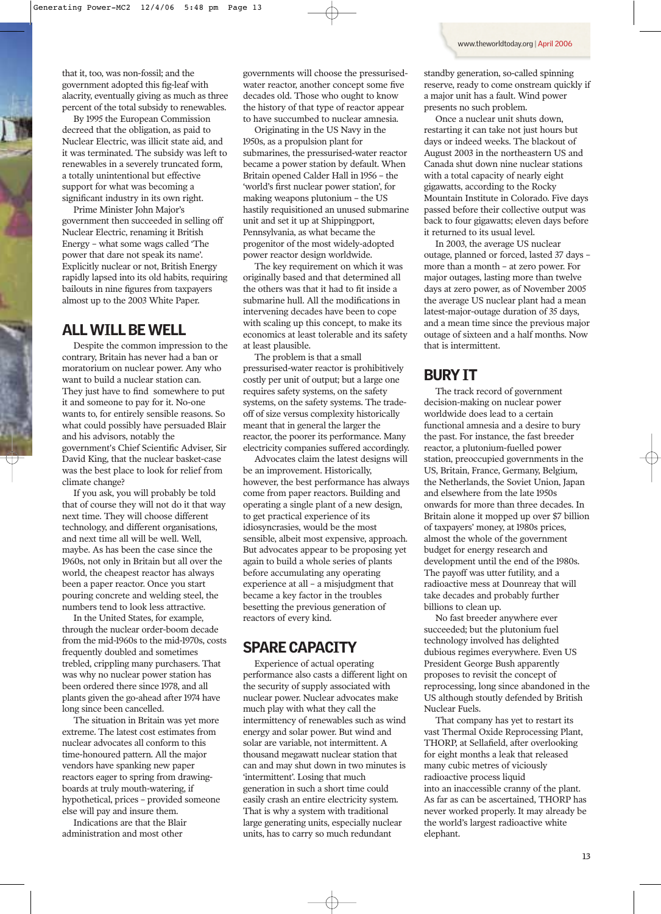that it, too, was non-fossil; and the government adopted this fig-leaf with alacrity, eventually giving as much as three percent of the total subsidy to renewables.

By 1995 the European Commission decreed that the obligation, as paid to Nuclear Electric, was illicit state aid, and it was terminated. The subsidy was left to renewables in a severely truncated form, a totally unintentional but effective support for what was becoming a significant industry in its own right.

Prime Minister John Major's government then succeeded in selling off Nuclear Electric, renaming it British Energy – what some wags called 'The power that dare not speak its name'. Explicitly nuclear or not, British Energy rapidly lapsed into its old habits, requiring bailouts in nine figures from taxpayers almost up to the 2003 White Paper.

## ALL WILL BE WELL

Despite the common impression to the contrary, Britain has never had a ban or moratorium on nuclear power. Any who want to build a nuclear station can. They just have to find somewhere to put it and someone to pay for it. No-one wants to, for entirely sensible reasons. So what could possibly have persuaded Blair and his advisors, notably the government's Chief Scientific Adviser, Sir David King, that the nuclear basket-case was the best place to look for relief from climate change?

If you ask, you will probably be told that of course they will not do it that way next time. They will choose different technology, and different organisations, and next time all will be well. Well, maybe. As has been the case since the 1960s, not only in Britain but all over the world, the cheapest reactor has always been a paper reactor. Once you start pouring concrete and welding steel, the numbers tend to look less attractive.

In the United States, for example, through the nuclear order-boom decade from the mid-1960s to the mid-1970s, costs frequently doubled and sometimes trebled, crippling many purchasers. That was why no nuclear power station has been ordered there since 1978, and all plants given the go-ahead after 1974 have long since been cancelled.

The situation in Britain was yet more extreme. The latest cost estimates from nuclear advocates all conform to this time-honoured pattern. All the major vendors have spanking new paper reactors eager to spring from drawing-boards at truly mouth-watering, if hypothetical, prices – provided someone else will pay and insure them.

Indications are that the Blair administration and most other governments will choose the pressurised-water reactor, another concept some five decades old. Those who ought to know the history of that type of reactor appear to have succumbed to nuclear amnesia.

Originating in the US Navy in the 1950s, as a propulsion plant for submarines, the pressurised-water reactor became a power station by default. When Britain opened Calder Hall in 1956 – the 'world's first nuclear power station', for making weapons plutonium – the US hastily requisitioned an unused submarine unit and set it up at Shippingport, Pennsylvania, as what became the progenitor of the most widely-adopted power reactor design worldwide.

The key requirement on which it was originally based and that determined all the others was that it had to fit inside a submarine hull. All the modifications in intervening decades have been to cope with scaling up this concept, to make its economics at least tolerable and its safety at least plausible.

The problem is that a small pressurised-water reactor is prohibitively costly per unit of output; but a large one requires safety systems, on the safety systems, on the safety systems. The trade-off of size versus complexity historically meant that in general the larger the reactor, the poorer its performance. Many electricity companies suffered accordingly.

Advocates claim the latest designs will be an improvement. Historically, however, the best performance has always come from paper reactors. Building and operating a single plant of a new design, to get practical experience of its idiosyncrasies, would be the most sensible, albeit most expensive, approach. But advocates appear to be proposing yet again to build a whole series of plants before accumulating any operating experience at all – a misjudgment that became a key factor in the troubles besetting the previous generation of reactors of every kind.

## SPARE CAPACITY

Experience of actual operating performance also casts a different light on the security of supply associated with nuclear power. Nuclear advocates make much play with what they call the intermittency of renewables such as wind energy and solar power. But wind and solar are variable, not intermittent. A thousand megawatt nuclear station that can and may shut down in two minutes is 'intermittent'. Losing that much generation in such a short time could easily crash an entire electricity system. That is why a system with traditional large generating units, especially nuclear units, has to carry so much redundant standby generation, so-called spinning reserve, ready to come onstream quickly if a major unit has a fault. Wind power presents no such problem.

Once a nuclear unit shuts down, restarting it can take not just hours but days or indeed weeks. The blackout of August 2003 in the northeastern US and Canada shut down nine nuclear stations with a total capacity of nearly eight gigawatts, according to the Rocky Mountain Institute in Colorado. Five days passed before their collective output was back to four gigawatts; eleven days before it returned to its usual level.

In 2003, the average US nuclear outage, planned or forced, lasted 37 days – more than a month – at zero power. For major outages, lasting more than twelve days at zero power, as of November 2005 the average US nuclear plant had a mean latest-major-outage duration of 35 days, and a mean time since the previous major outage of sixteen and a half months. Now that is intermittent.

## BURY IT

The track record of government decision-making on nuclear power worldwide does lead to a certain functional amnesia and a desire to bury the past. For instance, the fast breeder reactor, a plutonium-fuelled power station, preoccupied governments in the US, Britain, France, Germany, Belgium, the Netherlands, the Soviet Union, Japan and elsewhere from the late 1950s onwards for more than three decades. In Britain alone it mopped up over $7 billion of taxpayers' money, at 1980s prices, almost the whole of the government budget for energy research and development until the end of the 1980s. The payoff was utter futility, and a radioactive mess at Dounreay that will take decades and probably further billions to clean up.

No fast breeder anywhere ever succeeded; but the plutonium fuel technology involved has delighted dubious regimes everywhere. Even US President George Bush apparently proposes to revisit the concept of reprocessing, long since abandoned in the US although stoutly defended by British Nuclear Fuels.

That company has yet to restart its vast Thermal Oxide Reprocessing Plant, THORP, at Sellafield, after overlooking for eight months a leak that released many cubic metres of viciously radioactive process liquid into an inaccessible cranny of the plant. As far as can be ascertained, THORP has never worked properly. It may already be the world's largest radioactive white elephant.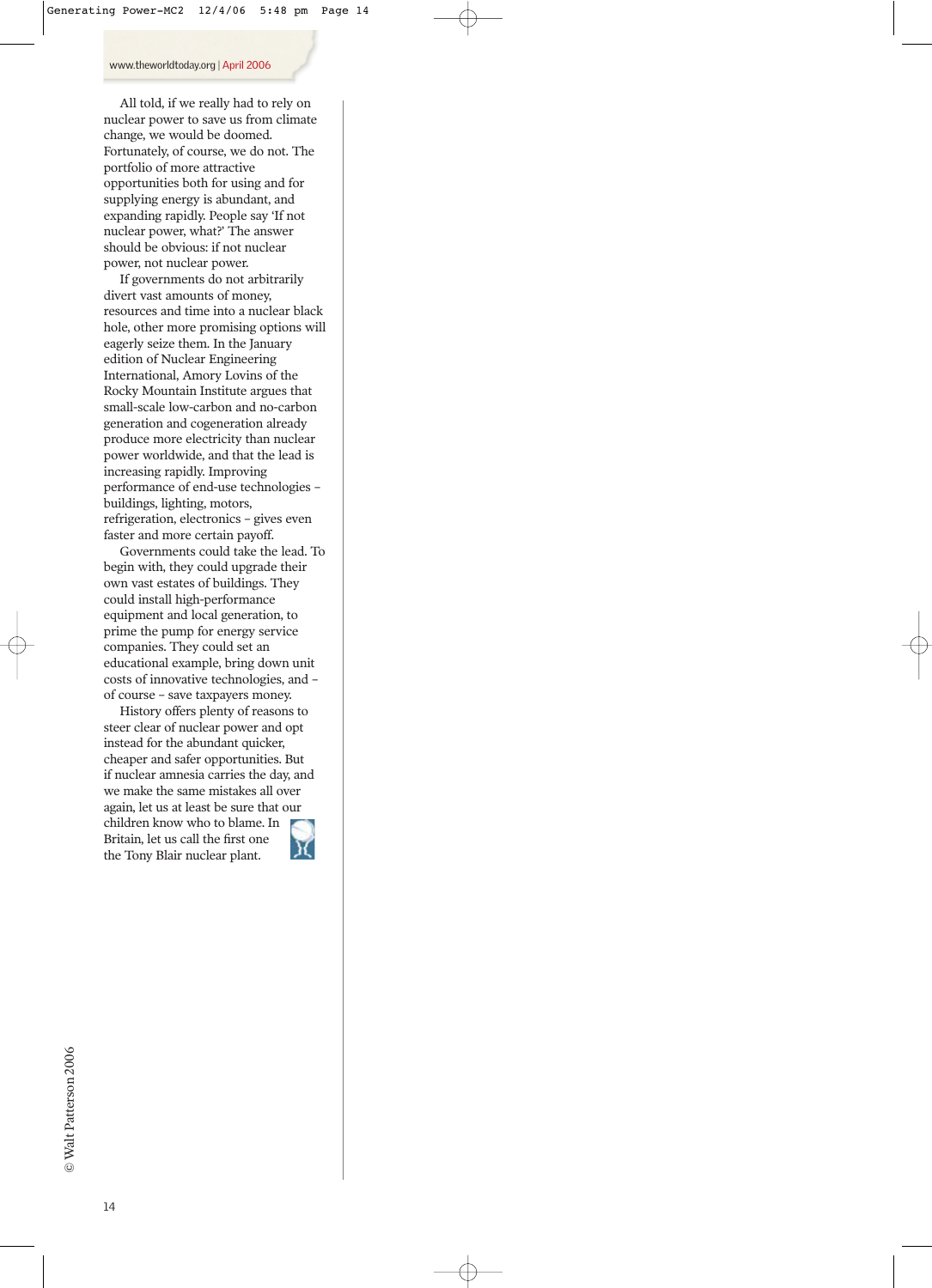All told, if we really had to rely on nuclear power to save us from climate change, we would be doomed. Fortunately, of course, we do not. The portfolio of more attractive opportunities both for using and for supplying energy is abundant, and expanding rapidly. People say 'If not nuclear power, what?' The answer should be obvious: if not nuclear power, not nuclear power.

If governments do not arbitrarily divert vast amounts of money, resources and time into a nuclear black hole, other more promising options will eagerly seize them. In the January edition of Nuclear Engineering International, Amory Lovins of the Rocky Mountain Institute argues that small-scale low-carbon and no-carbon generation and cogeneration already produce more electricity than nuclear power worldwide, and that the lead is increasing rapidly. Improving performance of end-use technologies – buildings, lighting, motors, refrigeration, electronics – gives even faster and more certain payoff.

Governments could take the lead. To begin with, they could upgrade their own vast estates of buildings. They could install high-performance equipment and local generation, to prime the pump for energy service companies. They could set an educational example, bring down unit costs of innovative technologies, and – of course – save taxpayers money.

History offers plenty of reasons to steer clear of nuclear power and opt instead for the abundant quicker, cheaper and safer opportunities. But if nuclear amnesia carries the day, and we make the same mistakes all over again, let us at least be sure that our children know who to blame. In Britain, let us call the first one the Tony Blair nuclear plant.

© Walt Patterson 2006